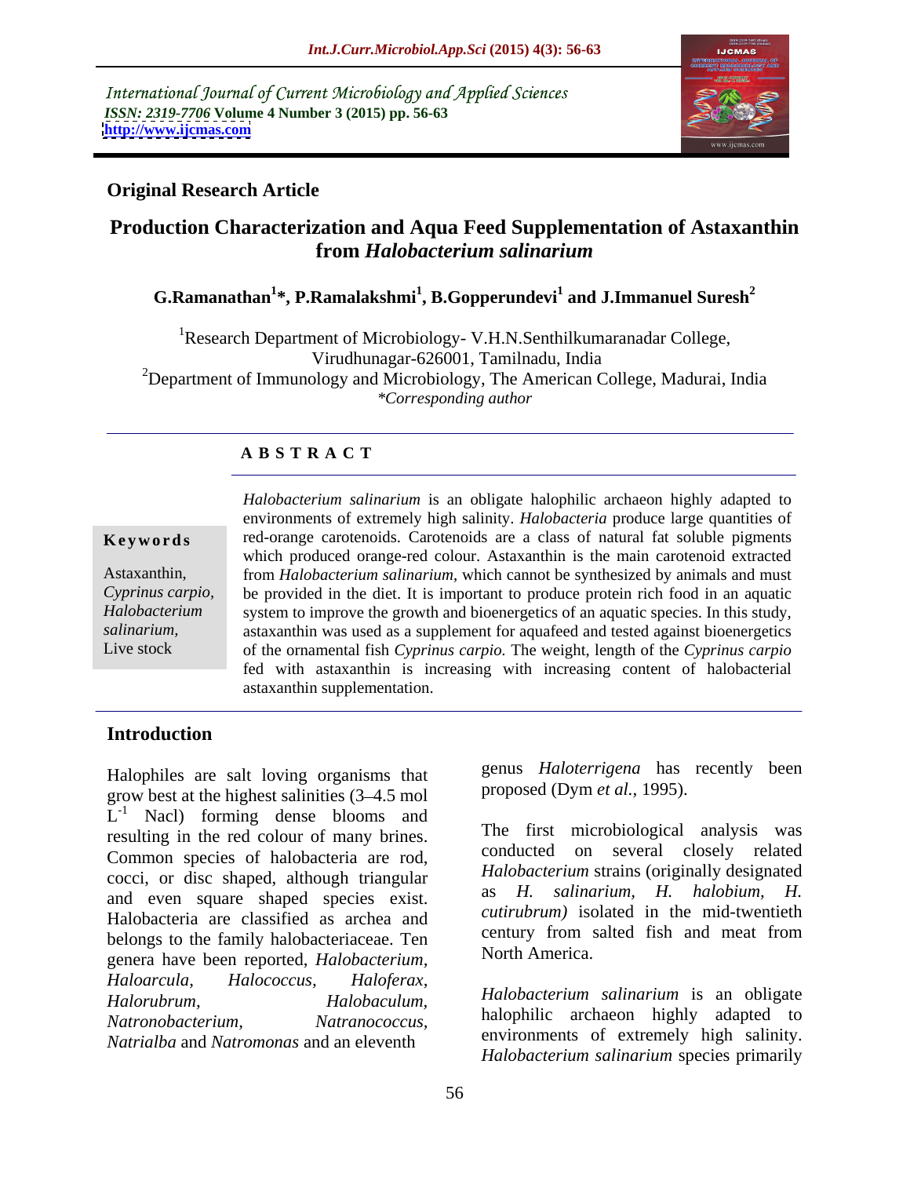International Journal of Current Microbiology and Applied Sciences
*ISSN: 2319-7706* **Volume 4 Number 3 (2015) pp. 56-63**
**http://www.ijcmas.com**

**Original Research Article**

# Production Characterization and Aqua Feed Supplementation of Astaxanthin from *Halobacterium salinarium*

**G.Ramanathan[1]\*, P.Ramalakshmi[1], B.Gopperundevi[1] and J.Immanuel Suresh[2]**

[1]Research Department of Microbiology- V.H.N.Senthilkumaranadar College, Virudhunagar-626001, Tamilnadu, India

[2]Department of Immunology and Microbiology, The American College, Madurai, India

*\*Corresponding author*

## A B S T R A C T

**Keywords**

Astaxanthin, *Cyprinus carpio*, *Halobacterium salinarium*, Live stock

*Halobacterium salinarium* is an obligate halophilic archaeon highly adapted to environments of extremely high salinity. *Halobacteria* produce large quantities of red-orange carotenoids. Carotenoids are a class of natural fat soluble pigments which produced orange-red colour. Astaxanthin is the main carotenoid extracted from *Halobacterium salinarium*, which cannot be synthesized by animals and must be provided in the diet. It is important to produce protein rich food in an aquatic system to improve the growth and bioenergetics of an aquatic species. In this study, astaxanthin was used as a supplement for aquafeed and tested against bioenergetics of the ornamental fish *Cyprinus carpio.* The weight, length of the *Cyprinus carpio* fed with astaxanthin is increasing with increasing content of halobacterial astaxanthin supplementation.

## Introduction

Halophiles are salt loving organisms that grow best at the highest salinities (3–4.5 mol $L^{-1}$ Nacl) forming dense blooms and resulting in the red colour of many brines. Common species of halobacteria are rod, cocci, or disc shaped, although triangular and even square shaped species exist. Halobacteria are classified as archea and belongs to the family halobacteriaceae. Ten genera have been reported, *Halobacterium, Haloarcula, Halococcus, Haloferax, Halorubrum, Halobaculum, Natronobacterium, Natranococcus, Natrialba* and *Natromonas* and an eleventh genus *Haloterrigena* has recently been proposed (Dym *et al.,* 1995).

The first microbiological analysis was conducted on several closely related *Halobacterium* strains (originally designated as *H. salinarium, H. halobium, H. cutirubrum)* isolated in the mid-twentieth century from salted fish and meat from North America.

*Halobacterium salinarium* is an obligate halophilic archaeon highly adapted to environments of extremely high salinity. *Halobacterium salinarium* species primarily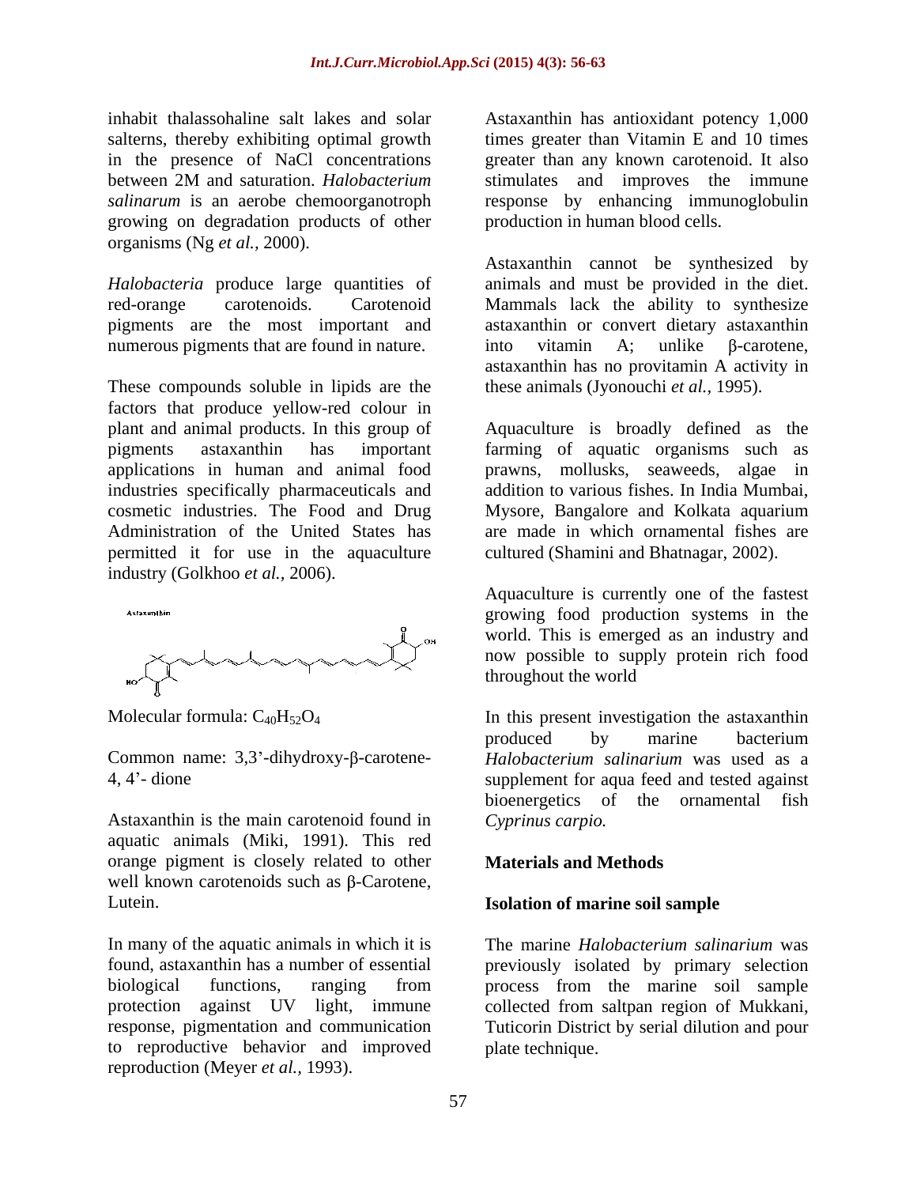inhabit thalassohaline salt lakes and solar salterns, thereby exhibiting optimal growth in the presence of NaCl concentrations between 2M and saturation. *Halobacterium salinarum* is an aerobe chemoorganotroph growing on degradation products of other organisms (Ng *et al.,* 2000).

*Halobacteria* produce large quantities of red-orange carotenoids. Carotenoid pigments are the most important and numerous pigments that are found in nature.

These compounds soluble in lipids are the factors that produce yellow-red colour in plant and animal products. In this group of pigments astaxanthin has important applications in human and animal food industries specifically pharmaceuticals and cosmetic industries. The Food and Drug Administration of the United States has permitted it for use in the aquaculture industry (Golkhoo *et al.,* 2006).

Astaxanthin

Molecular formula: $C_{40}H_{52}O_4$

Common name: 3,3'-dihydroxy-β-carotene-4, 4'- dione

Astaxanthin is the main carotenoid found in aquatic animals (Miki, 1991). This red orange pigment is closely related to other well known carotenoids such as β-Carotene, Lutein.

In many of the aquatic animals in which it is found, astaxanthin has a number of essential biological functions, ranging from protection against UV light, immune response, pigmentation and communication to reproductive behavior and improved reproduction (Meyer *et al.,* 1993).

Astaxanthin has antioxidant potency 1,000 times greater than Vitamin E and 10 times greater than any known carotenoid. It also stimulates and improves the immune response by enhancing immunoglobulin production in human blood cells.

Astaxanthin cannot be synthesized by animals and must be provided in the diet. Mammals lack the ability to synthesize astaxanthin or convert dietary astaxanthin into vitamin A; unlike β-carotene, astaxanthin has no provitamin A activity in these animals (Jyonouchi *et al.,* 1995).

Aquaculture is broadly defined as the farming of aquatic organisms such as prawns, mollusks, seaweeds, algae in addition to various fishes. In India Mumbai, Mysore, Bangalore and Kolkata aquarium are made in which ornamental fishes are cultured (Shamini and Bhatnagar, 2002).

Aquaculture is currently one of the fastest growing food production systems in the world. This is emerged as an industry and now possible to supply protein rich food throughout the world

In this present investigation the astaxanthin produced by marine bacterium *Halobacterium salinarium* was used as a supplement for aqua feed and tested against bioenergetics of the ornamental fish *Cyprinus carpio.*

## Materials and Methods

### Isolation of marine soil sample

The marine *Halobacterium salinarium* was previously isolated by primary selection process from the marine soil sample collected from saltpan region of Mukkani, Tuticorin District by serial dilution and pour plate technique.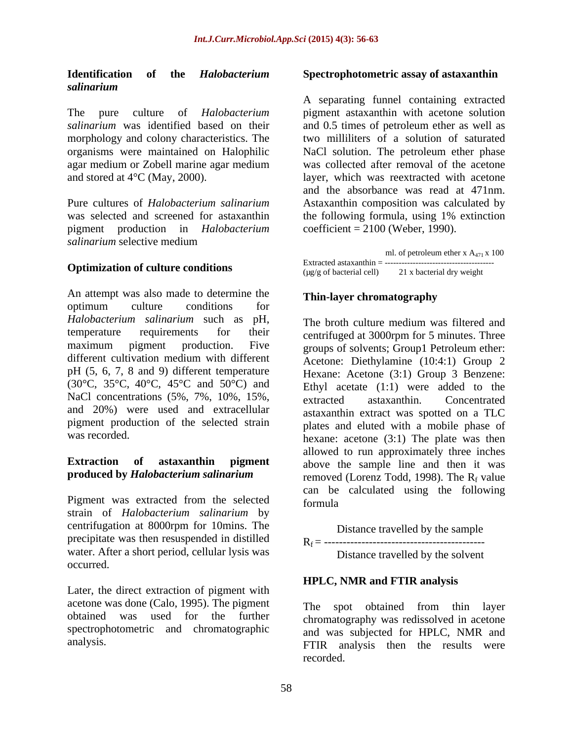### Identification of the *Halobacterium salinarium*

The pure culture of *Halobacterium salinarium* was identified based on their morphology and colony characteristics. The organisms were maintained on Halophilic agar medium or Zobell marine agar medium and stored at 4°C (May, 2000).

Pure cultures of *Halobacterium salinarium* was selected and screened for astaxanthin pigment production in *Halobacterium salinarium* selective medium

### Optimization of culture conditions

An attempt was also made to determine the optimum culture conditions for *Halobacterium salinarium* such as pH, temperature requirements for their maximum pigment production. Five different cultivation medium with different pH (5, 6, 7, 8 and 9) different temperature (30°C, 35°C, 40°C, 45°C and 50°C) and NaCl concentrations (5%, 7%, 10%, 15%, and 20%) were used and extracellular pigment production of the selected strain was recorded.

### Extraction of astaxanthin pigment produced by *Halobacterium salinarium*

Pigment was extracted from the selected strain of *Halobacterium salinarium* by centrifugation at 8000rpm for 10mins. The precipitate was then resuspended in distilled water. After a short period, cellular lysis was occurred.

Later, the direct extraction of pigment with acetone was done (Calo, 1995). The pigment obtained was used for the further spectrophotometric and chromatographic analysis.

### Spectrophotometric assay of astaxanthin

A separating funnel containing extracted pigment astaxanthin with acetone solution and 0.5 times of petroleum ether as well as two milliliters of a solution of saturated NaCl solution. The petroleum ether phase was collected after removal of the acetone layer, which was reextracted with acetone and the absorbance was read at 471nm. Astaxanthin composition was calculated by the following formula, using 1% extinction coefficient = 2100 (Weber, 1990).

$$\text{Extracted astaxanthin } (\mu g/g \text{ of bacterial cell}) = \frac{\text{ml. of petroleum ether} \times A_{471} \times 100}{21 \times \text{bacterial dry weight}}$$

### Thin-layer chromatography

The broth culture medium was filtered and centrifuged at 3000rpm for 5 minutes. Three groups of solvents; Group1 Petroleum ether: Acetone: Diethylamine (10:4:1) Group 2 Hexane: Acetone (3:1) Group 3 Benzene: Ethyl acetate (1:1) were added to the extracted astaxanthin. Concentrated astaxanthin extract was spotted on a TLC plates and eluted with a mobile phase of hexane: acetone (3:1) The plate was then allowed to run approximately three inches above the sample line and then it was removed (Lorenz Todd, 1998). The $R_f$ value can be calculated using the following formula

$$R_f = \frac{\text{Distance travelled by the sample}}{\text{Distance travelled by the solvent}}$$

### HPLC, NMR and FTIR analysis

The spot obtained from thin layer chromatography was redissolved in acetone and was subjected for HPLC, NMR and FTIR analysis then the results were recorded.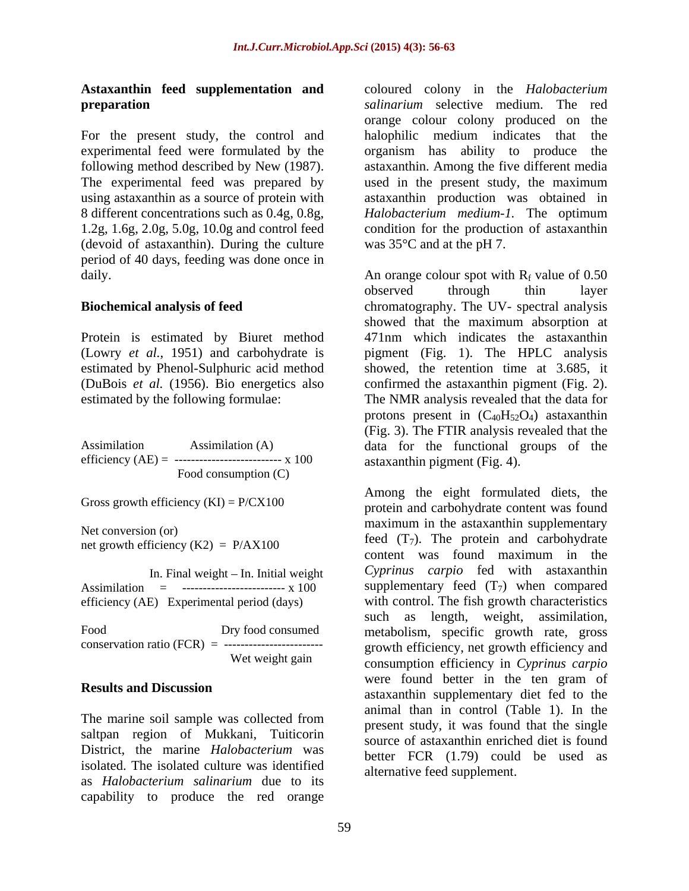## Astaxanthin feed supplementation and preparation

For the present study, the control and experimental feed were formulated by the following method described by New (1987). The experimental feed was prepared by using astaxanthin as a source of protein with 8 different concentrations such as 0.4g, 0.8g, 1.2g, 1.6g, 2.0g, 5.0g, 10.0g and control feed (devoid of astaxanthin). During the culture period of 40 days, feeding was done once in daily.

## Biochemical analysis of feed

Protein is estimated by Biuret method (Lowry *et al.,* 1951) and carbohydrate is estimated by Phenol-Sulphuric acid method (DuBois *et al.* (1956). Bio energetics also estimated by the following formulae:

$$\text{Assimilation efficiency (AE)} = \frac{\text{Assimilation (A)}}{\text{Food consumption (C)}} \times 100$$

Gross growth efficiency (KI) = P/CX100

Net conversion (or) net growth efficiency (K2) = P/AX100

$$\text{Assimilation efficiency (AE)} = \frac{\text{In. Final weight} - \text{In. Initial weight}}{\text{Experimental period (days)}} \times 100$$

$$\text{Food conservation ratio (FCR)} = \frac{\text{Dry food consumed}}{\text{Wet weight gain}}$$

## Results and Discussion

The marine soil sample was collected from saltpan region of Mukkani, Tuiticorin District, the marine *Halobacterium* was isolated. The isolated culture was identified as *Halobacterium salinarium* due to its capability to produce the red orange coloured colony in the *Halobacterium salinarium* selective medium. The red orange colour colony produced on the halophilic medium indicates that the organism has ability to produce the astaxanthin. Among the five different media used in the present study, the maximum astaxanthin production was obtained in *Halobacterium medium-1.* The optimum condition for the production of astaxanthin was 35°C and at the pH 7.

An orange colour spot with $R_f$ value of 0.50 observed through thin layer chromatography. The UV- spectral analysis showed that the maximum absorption at 471nm which indicates the astaxanthin pigment (Fig. 1). The HPLC analysis showed, the retention time at 3.685, it confirmed the astaxanthin pigment (Fig. 2). The NMR analysis revealed that the data for protons present in ($C_{40}H_{52}O_4$) astaxanthin (Fig. 3). The FTIR analysis revealed that the data for the functional groups of the astaxanthin pigment (Fig. 4).

Among the eight formulated diets, the protein and carbohydrate content was found maximum in the astaxanthin supplementary feed ($T_7$). The protein and carbohydrate content was found maximum in the *Cyprinus carpio* fed with astaxanthin supplementary feed ($T_7$) when compared with control. The fish growth characteristics such as length, weight, assimilation, metabolism, specific growth rate, gross growth efficiency, net growth efficiency and consumption efficiency in *Cyprinus carpio* were found better in the ten gram of astaxanthin supplementary diet fed to the animal than in control (Table 1). In the present study, it was found that the single source of astaxanthin enriched diet is found better FCR (1.79) could be used as alternative feed supplement.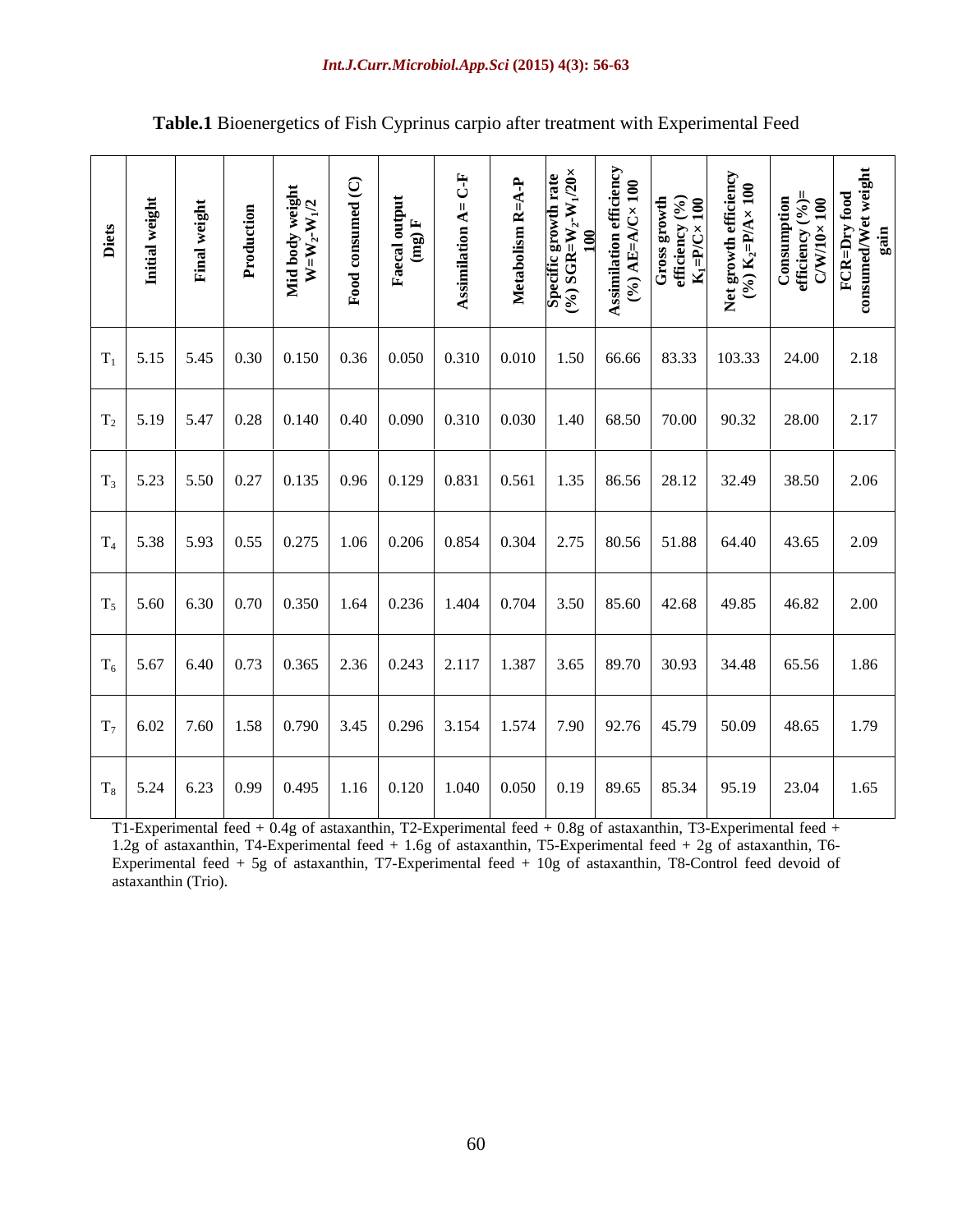**Table.1** Bioenergetics of Fish Cyprinus carpio after treatment with Experimental Feed

| Diets | Initial weight | Final weight | Production | Mid body weight $W=W_2-W_1/2$ | Food consumed (C) | Faecal output (mg) F | Assimilation A= C-F | Metabolism R=A-P | Specific growth rate (%) $SGR=W_2-W_1/20\times 100$ | Assimilation efficiency (%) $AE=A/C\times 100$ | Gross growth efficiency (%) $K_1=P/C\times 100$ | Net growth efficiency (%) $K_2=P/A\times 100$ | Consumption efficiency (%)= $C/W/10\times 100$ | FCR=Dry food consumed/Wet weight gain |
|---|---|---|---|---|---|---|---|---|---|---|---|---|---|---|
| $T_1$ | 5.15 | 5.45 | 0.30 | 0.150 | 0.36 | 0.050 | 0.310 | 0.010 | 1.50 | 66.66 | 83.33 | 103.33 | 24.00 | 2.18 |
| $T_2$ | 5.19 | 5.47 | 0.28 | 0.140 | 0.40 | 0.090 | 0.310 | 0.030 | 1.40 | 68.50 | 70.00 | 90.32 | 28.00 | 2.17 |
| $T_3$ | 5.23 | 5.50 | 0.27 | 0.135 | 0.96 | 0.129 | 0.831 | 0.561 | 1.35 | 86.56 | 28.12 | 32.49 | 38.50 | 2.06 |
| $T_4$ | 5.38 | 5.93 | 0.55 | 0.275 | 1.06 | 0.206 | 0.854 | 0.304 | 2.75 | 80.56 | 51.88 | 64.40 | 43.65 | 2.09 |
| $T_5$ | 5.60 | 6.30 | 0.70 | 0.350 | 1.64 | 0.236 | 1.404 | 0.704 | 3.50 | 85.60 | 42.68 | 49.85 | 46.82 | 2.00 |
| $T_6$ | 5.67 | 6.40 | 0.73 | 0.365 | 2.36 | 0.243 | 2.117 | 1.387 | 3.65 | 89.70 | 30.93 | 34.48 | 65.56 | 1.86 |
| $T_7$ | 6.02 | 7.60 | 1.58 | 0.790 | 3.45 | 0.296 | 3.154 | 1.574 | 7.90 | 92.76 | 45.79 | 50.09 | 48.65 | 1.79 |
| $T_8$ | 5.24 | 6.23 | 0.99 | 0.495 | 1.16 | 0.120 | 1.040 | 0.050 | 0.19 | 89.65 | 85.34 | 95.19 | 23.04 | 1.65 |

T1-Experimental feed + 0.4g of astaxanthin, T2-Experimental feed + 0.8g of astaxanthin, T3-Experimental feed + 1.2g of astaxanthin, T4-Experimental feed + 1.6g of astaxanthin, T5-Experimental feed + 2g of astaxanthin, T6-Experimental feed + 5g of astaxanthin, T7-Experimental feed + 10g of astaxanthin, T8-Control feed devoid of astaxanthin (Trio).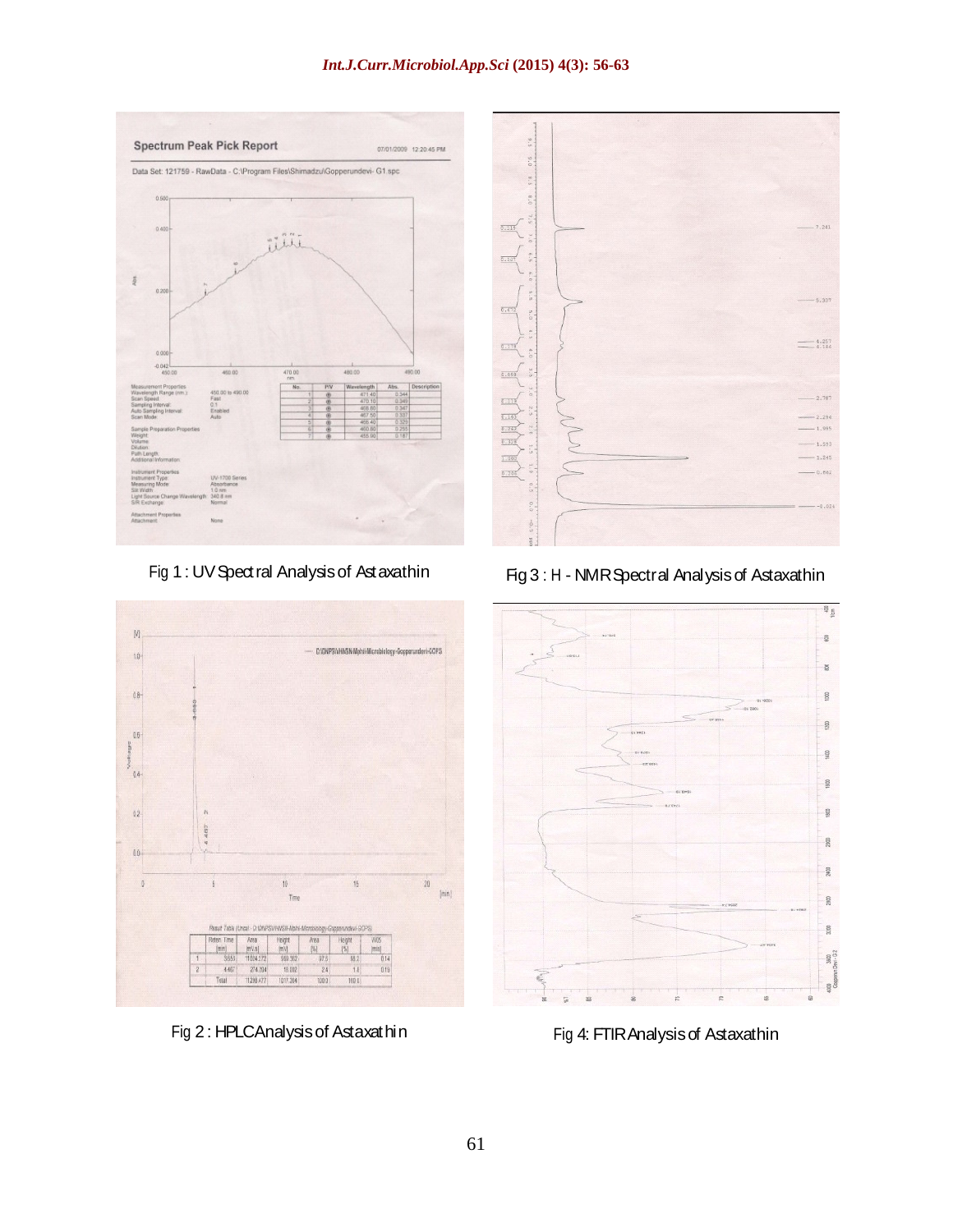Fig 1 : UV Spectral Analysis of Astaxathin

Fig 3 : H - NMR Spectral Analysis of Astaxathin

Fig 2 : HPLC Analysis of Astaxathin

Fig 4: FTIR Analysis of Astaxathin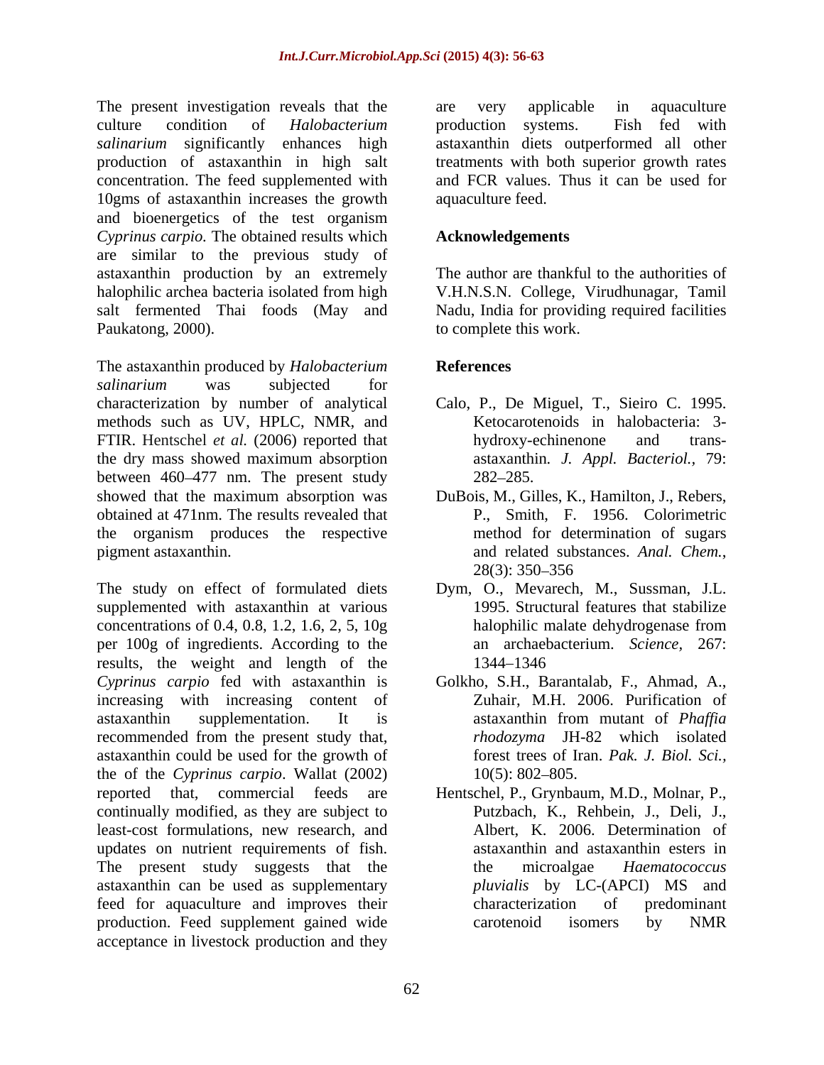The present investigation reveals that the culture condition of *Halobacterium salinarium* significantly enhances high production of astaxanthin in high salt concentration. The feed supplemented with 10gms of astaxanthin increases the growth and bioenergetics of the test organism *Cyprinus carpio.* The obtained results which are similar to the previous study of astaxanthin production by an extremely halophilic archea bacteria isolated from high salt fermented Thai foods (May and Paukatong, 2000).

The astaxanthin produced by *Halobacterium salinarium* was subjected for characterization by number of analytical methods such as UV, HPLC, NMR, and FTIR. Hentschel *et al.* (2006) reported that the dry mass showed maximum absorption between 460–477 nm. The present study showed that the maximum absorption was obtained at 471nm. The results revealed that the organism produces the respective pigment astaxanthin.

The study on effect of formulated diets supplemented with astaxanthin at various concentrations of 0.4, 0.8, 1.2, 1.6, 2, 5, 10g per 100g of ingredients. According to the results, the weight and length of the *Cyprinus carpio* fed with astaxanthin is increasing with increasing content of astaxanthin supplementation. It is recommended from the present study that, astaxanthin could be used for the growth of the of the *Cyprinus carpio*. Wallat (2002) reported that, commercial feeds are continually modified, as they are subject to least-cost formulations, new research, and updates on nutrient requirements of fish. The present study suggests that the astaxanthin can be used as supplementary feed for aquaculture and improves their production. Feed supplement gained wide acceptance in livestock production and they are very applicable in aquaculture production systems. Fish fed with astaxanthin diets outperformed all other treatments with both superior growth rates and FCR values. Thus it can be used for aquaculture feed.

## Acknowledgements

The author are thankful to the authorities of V.H.N.S.N. College, Virudhunagar, Tamil Nadu, India for providing required facilities to complete this work.

## References

Calo, P., De Miguel, T., Sieiro C. 1995. Ketocarotenoids in halobacteria: 3-hydroxy-echinenone and trans-astaxanthin. *J. Appl. Bacteriol.,* 79: 282–285.

DuBois, M., Gilles, K., Hamilton, J., Rebers, P., Smith, F. 1956. Colorimetric method for determination of sugars and related substances. *Anal. Chem.,* 28(3): 350–356

Dym, O., Mevarech, M., Sussman, J.L. 1995. Structural features that stabilize halophilic malate dehydrogenase from an archaebacterium. *Science,* 267: 1344–1346

Golkho, S.H., Barantalab, F., Ahmad, A., Zuhair, M.H. 2006. Purification of astaxanthin from mutant of *Phaffia rhodozyma* JH-82 which isolated forest trees of Iran. *Pak. J. Biol. Sci.,* 10(5): 802–805.

Hentschel, P., Grynbaum, M.D., Molnar, P., Putzbach, K., Rehbein, J., Deli, J., Albert, K. 2006. Determination of astaxanthin and astaxanthin esters in the microalgae *Haematococcus pluvialis* by LC-(APCI) MS and characterization of predominant carotenoid isomers by NMR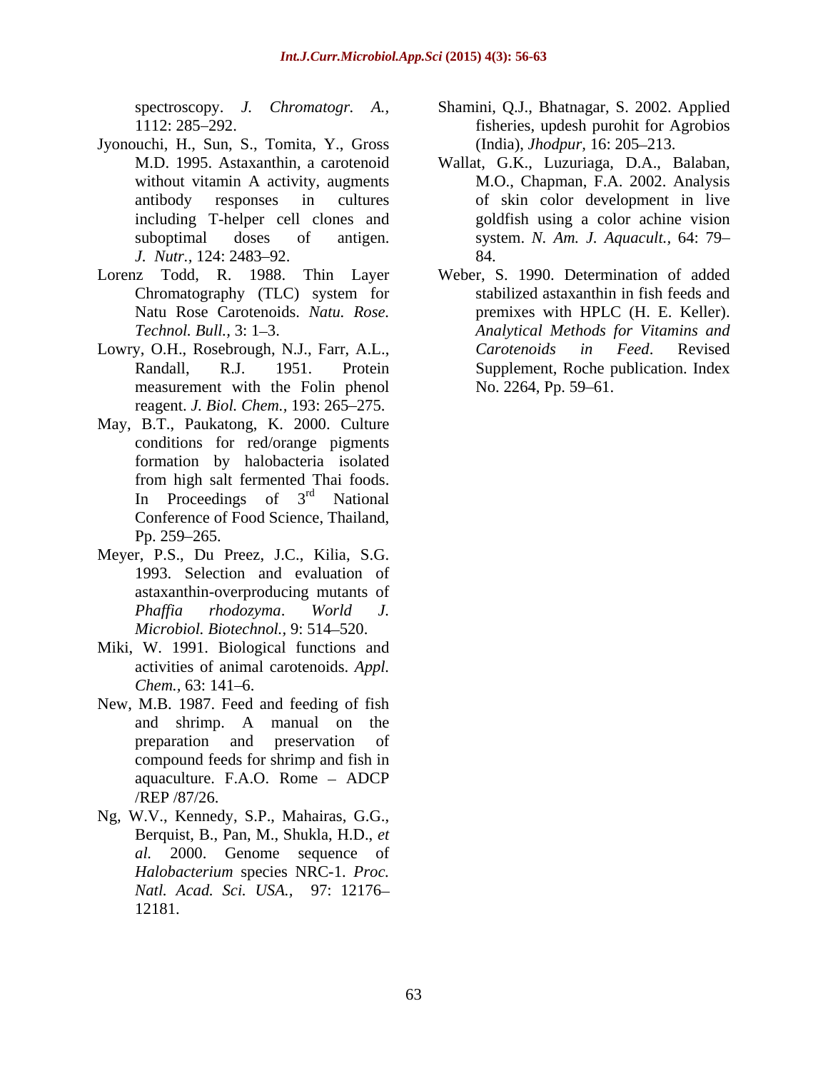spectroscopy. *J. Chromatogr. A.,* 1112: 285–292.

Jyonouchi, H., Sun, S., Tomita, Y., Gross M.D. 1995. Astaxanthin, a carotenoid without vitamin A activity, augments antibody responses in cultures including T-helper cell clones and suboptimal doses of antigen. *J. Nutr.,* 124: 2483–92.

Lorenz Todd, R. 1988. Thin Layer Chromatography (TLC) system for Natu Rose Carotenoids. *Natu. Rose. Technol. Bull.,* 3: 1–3.

Lowry, O.H., Rosebrough, N.J., Farr, A.L., Randall, R.J. 1951. Protein measurement with the Folin phenol reagent. *J. Biol. Chem.,* 193: 265–275.

May, B.T., Paukatong, K. 2000. Culture conditions for red/orange pigments formation by halobacteria isolated from high salt fermented Thai foods. In Proceedings of 3rd National Conference of Food Science, Thailand, Pp. 259–265.

Meyer, P.S., Du Preez, J.C., Kilia, S.G. 1993. Selection and evaluation of astaxanthin-overproducing mutants of *Phaffia rhodozyma*. *World J. Microbiol. Biotechnol.,* 9: 514–520.

Miki, W. 1991. Biological functions and activities of animal carotenoids. *Appl. Chem.,* 63: 141–6.

New, M.B. 1987. Feed and feeding of fish and shrimp. A manual on the preparation and preservation of compound feeds for shrimp and fish in aquaculture. F.A.O. Rome – ADCP /REP /87/26.

Ng, W.V., Kennedy, S.P., Mahairas, G.G., Berquist, B., Pan, M., Shukla, H.D., *et al.* 2000. Genome sequence of *Halobacterium* species NRC-1. *Proc. Natl. Acad. Sci. USA.,* 97: 12176–12181.

Shamini, Q.J., Bhatnagar, S. 2002. Applied fisheries, updesh purohit for Agrobios (India), *Jhodpur,* 16: 205–213.

Wallat, G.K., Luzuriaga, D.A., Balaban, M.O., Chapman, F.A. 2002. Analysis of skin color development in live goldfish using a color achine vision system. *N. Am. J. Aquacult.,* 64: 79–84.

Weber, S. 1990. Determination of added stabilized astaxanthin in fish feeds and premixes with HPLC (H. E. Keller). *Analytical Methods for Vitamins and Carotenoids in Feed*. Revised Supplement, Roche publication. Index No. 2264, Pp. 59–61.